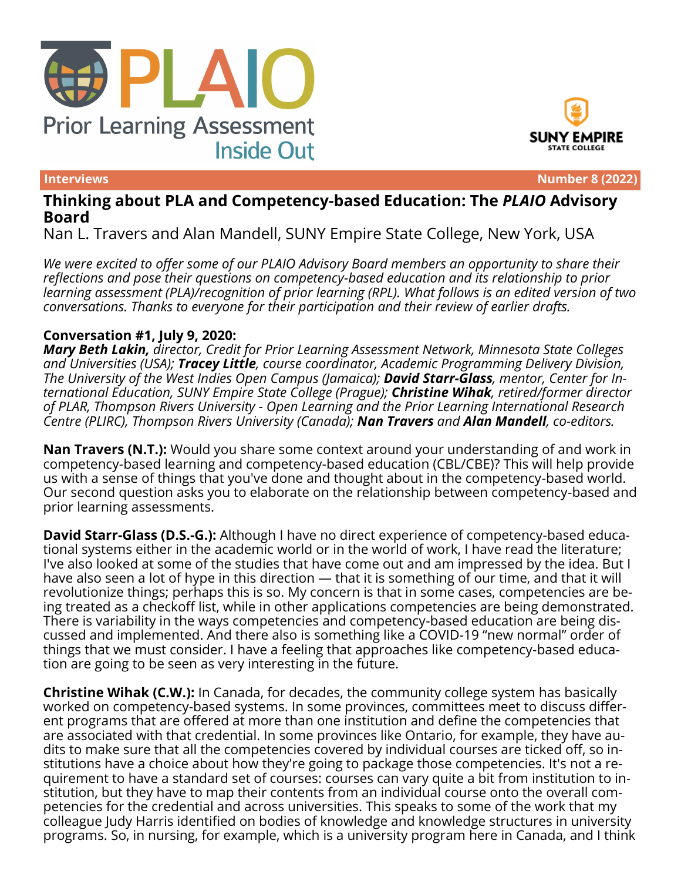# PLAIO
## Prior Learning Assessment Inside Out

SUNY EMPIRE STATE COLLEGE

**Interviews** | **Number 8 (2022)**

## Thinking about PLA and Competency-based Education: The *PLAIO* Advisory Board

Nan L. Travers and Alan Mandell, SUNY Empire State College, New York, USA

*We were excited to offer some of our PLAIO Advisory Board members an opportunity to share their reflections and pose their questions on competency-based education and its relationship to prior learning assessment (PLA)/recognition of prior learning (RPL). What follows is an edited version of two conversations. Thanks to everyone for their participation and their review of earlier drafts.*

**Conversation #1, July 9, 2020:**
***Mary Beth Lakin,*** *director, Credit for Prior Learning Assessment Network, Minnesota State Colleges and Universities (USA);* ***Tracey Little****, course coordinator, Academic Programming Delivery Division, The University of the West Indies Open Campus (Jamaica);* ***David Starr-Glass****, mentor, Center for International Education, SUNY Empire State College (Prague);* ***Christine Wihak****, retired/former director of PLAR, Thompson Rivers University - Open Learning and the Prior Learning International Research Centre (PLIRC), Thompson Rivers University (Canada);* ***Nan Travers*** *and* ***Alan Mandell****, co-editors.*

**Nan Travers (N.T.):** Would you share some context around your understanding of and work in competency-based learning and competency-based education (CBL/CBE)? This will help provide us with a sense of things that you've done and thought about in the competency-based world. Our second question asks you to elaborate on the relationship between competency-based and prior learning assessments.

**David Starr-Glass (D.S.-G.):** Although I have no direct experience of competency-based educational systems either in the academic world or in the world of work, I have read the literature; I've also looked at some of the studies that have come out and am impressed by the idea. But I have also seen a lot of hype in this direction — that it is something of our time, and that it will revolutionize things; perhaps this is so. My concern is that in some cases, competencies are being treated as a checkoff list, while in other applications competencies are being demonstrated. There is variability in the ways competencies and competency-based education are being discussed and implemented. And there also is something like a COVID-19 "new normal" order of things that we must consider. I have a feeling that approaches like competency-based education are going to be seen as very interesting in the future.

**Christine Wihak (C.W.):** In Canada, for decades, the community college system has basically worked on competency-based systems. In some provinces, committees meet to discuss different programs that are offered at more than one institution and define the competencies that are associated with that credential. In some provinces like Ontario, for example, they have audits to make sure that all the competencies covered by individual courses are ticked off, so institutions have a choice about how they're going to package those competencies. It's not a requirement to have a standard set of courses: courses can vary quite a bit from institution to institution, but they have to map their contents from an individual course onto the overall competencies for the credential and across universities. This speaks to some of the work that my colleague Judy Harris identified on bodies of knowledge and knowledge structures in university programs. So, in nursing, for example, which is a university program here in Canada, and I think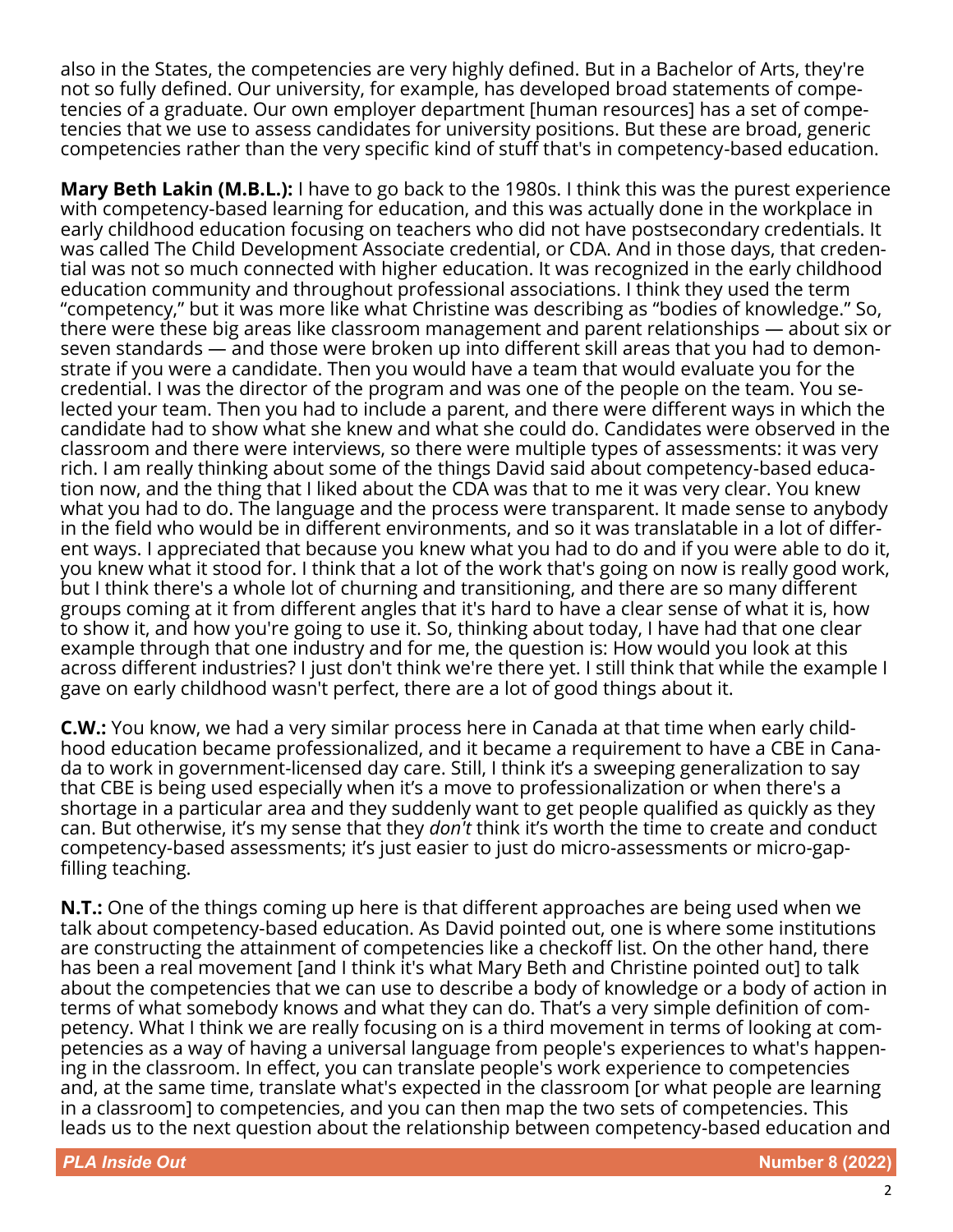also in the States, the competencies are very highly defined. But in a Bachelor of Arts, they're not so fully defined. Our university, for example, has developed broad statements of competencies of a graduate. Our own employer department [human resources] has a set of competencies that we use to assess candidates for university positions. But these are broad, generic competencies rather than the very specific kind of stuff that's in competency-based education.

**Mary Beth Lakin (M.B.L.):** I have to go back to the 1980s. I think this was the purest experience with competency-based learning for education, and this was actually done in the workplace in early childhood education focusing on teachers who did not have postsecondary credentials. It was called The Child Development Associate credential, or CDA. And in those days, that credential was not so much connected with higher education. It was recognized in the early childhood education community and throughout professional associations. I think they used the term "competency," but it was more like what Christine was describing as "bodies of knowledge." So, there were these big areas like classroom management and parent relationships — about six or seven standards — and those were broken up into different skill areas that you had to demonstrate if you were a candidate. Then you would have a team that would evaluate you for the credential. I was the director of the program and was one of the people on the team. You selected your team. Then you had to include a parent, and there were different ways in which the candidate had to show what she knew and what she could do. Candidates were observed in the classroom and there were interviews, so there were multiple types of assessments: it was very rich. I am really thinking about some of the things David said about competency-based education now, and the thing that I liked about the CDA was that to me it was very clear. You knew what you had to do. The language and the process were transparent. It made sense to anybody in the field who would be in different environments, and so it was translatable in a lot of different ways. I appreciated that because you knew what you had to do and if you were able to do it, you knew what it stood for. I think that a lot of the work that's going on now is really good work, but I think there's a whole lot of churning and transitioning, and there are so many different groups coming at it from different angles that it's hard to have a clear sense of what it is, how to show it, and how you're going to use it. So, thinking about today, I have had that one clear example through that one industry and for me, the question is: How would you look at this across different industries? I just don't think we're there yet. I still think that while the example I gave on early childhood wasn't perfect, there are a lot of good things about it.

**C.W.:** You know, we had a very similar process here in Canada at that time when early childhood education became professionalized, and it became a requirement to have a CBE in Canada to work in government-licensed day care. Still, I think it's a sweeping generalization to say that CBE is being used especially when it's a move to professionalization or when there's a shortage in a particular area and they suddenly want to get people qualified as quickly as they can. But otherwise, it's my sense that they *don't* think it's worth the time to create and conduct competency-based assessments; it's just easier to just do micro-assessments or micro-gap-filling teaching.

**N.T.:** One of the things coming up here is that different approaches are being used when we talk about competency-based education. As David pointed out, one is where some institutions are constructing the attainment of competencies like a checkoff list. On the other hand, there has been a real movement [and I think it's what Mary Beth and Christine pointed out] to talk about the competencies that we can use to describe a body of knowledge or a body of action in terms of what somebody knows and what they can do. That's a very simple definition of competency. What I think we are really focusing on is a third movement in terms of looking at competencies as a way of having a universal language from people's experiences to what's happening in the classroom. In effect, you can translate people's work experience to competencies and, at the same time, translate what's expected in the classroom [or what people are learning in a classroom] to competencies, and you can then map the two sets of competencies. This leads us to the next question about the relationship between competency-based education and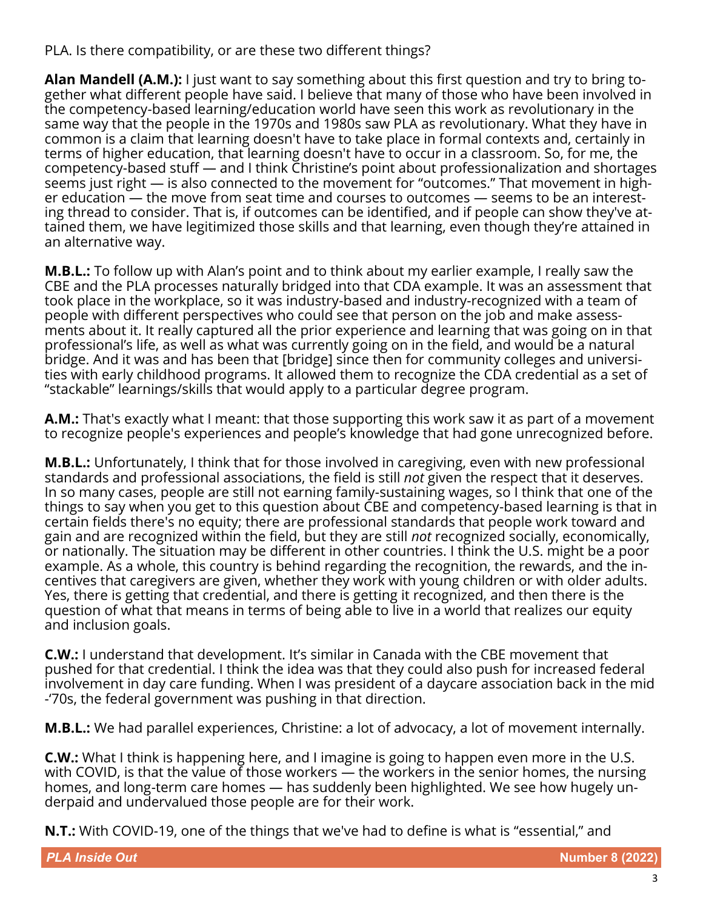PLA. Is there compatibility, or are these two different things?

**Alan Mandell (A.M.):** I just want to say something about this first question and try to bring together what different people have said. I believe that many of those who have been involved in the competency-based learning/education world have seen this work as revolutionary in the same way that the people in the 1970s and 1980s saw PLA as revolutionary. What they have in common is a claim that learning doesn't have to take place in formal contexts and, certainly in terms of higher education, that learning doesn't have to occur in a classroom. So, for me, the competency-based stuff — and I think Christine's point about professionalization and shortages seems just right — is also connected to the movement for "outcomes." That movement in higher education — the move from seat time and courses to outcomes — seems to be an interesting thread to consider. That is, if outcomes can be identified, and if people can show they've attained them, we have legitimized those skills and that learning, even though they're attained in an alternative way.

**M.B.L.:** To follow up with Alan's point and to think about my earlier example, I really saw the CBE and the PLA processes naturally bridged into that CDA example. It was an assessment that took place in the workplace, so it was industry-based and industry-recognized with a team of people with different perspectives who could see that person on the job and make assessments about it. It really captured all the prior experience and learning that was going on in that professional's life, as well as what was currently going on in the field, and would be a natural bridge. And it was and has been that [bridge] since then for community colleges and universities with early childhood programs. It allowed them to recognize the CDA credential as a set of "stackable" learnings/skills that would apply to a particular degree program.

**A.M.:** That's exactly what I meant: that those supporting this work saw it as part of a movement to recognize people's experiences and people's knowledge that had gone unrecognized before.

**M.B.L.:** Unfortunately, I think that for those involved in caregiving, even with new professional standards and professional associations, the field is still *not* given the respect that it deserves. In so many cases, people are still not earning family-sustaining wages, so I think that one of the things to say when you get to this question about CBE and competency-based learning is that in certain fields there's no equity; there are professional standards that people work toward and gain and are recognized within the field, but they are still *not* recognized socially, economically, or nationally. The situation may be different in other countries. I think the U.S. might be a poor example. As a whole, this country is behind regarding the recognition, the rewards, and the incentives that caregivers are given, whether they work with young children or with older adults. Yes, there is getting that credential, and there is getting it recognized, and then there is the question of what that means in terms of being able to live in a world that realizes our equity and inclusion goals.

**C.W.:** I understand that development. It's similar in Canada with the CBE movement that pushed for that credential. I think the idea was that they could also push for increased federal involvement in day care funding. When I was president of a daycare association back in the mid-'70s, the federal government was pushing in that direction.

**M.B.L.:** We had parallel experiences, Christine: a lot of advocacy, a lot of movement internally.

**C.W.:** What I think is happening here, and I imagine is going to happen even more in the U.S. with COVID, is that the value of those workers — the workers in the senior homes, the nursing homes, and long-term care homes — has suddenly been highlighted. We see how hugely underpaid and undervalued those people are for their work.

**N.T.:** With COVID-19, one of the things that we've had to define is what is "essential," and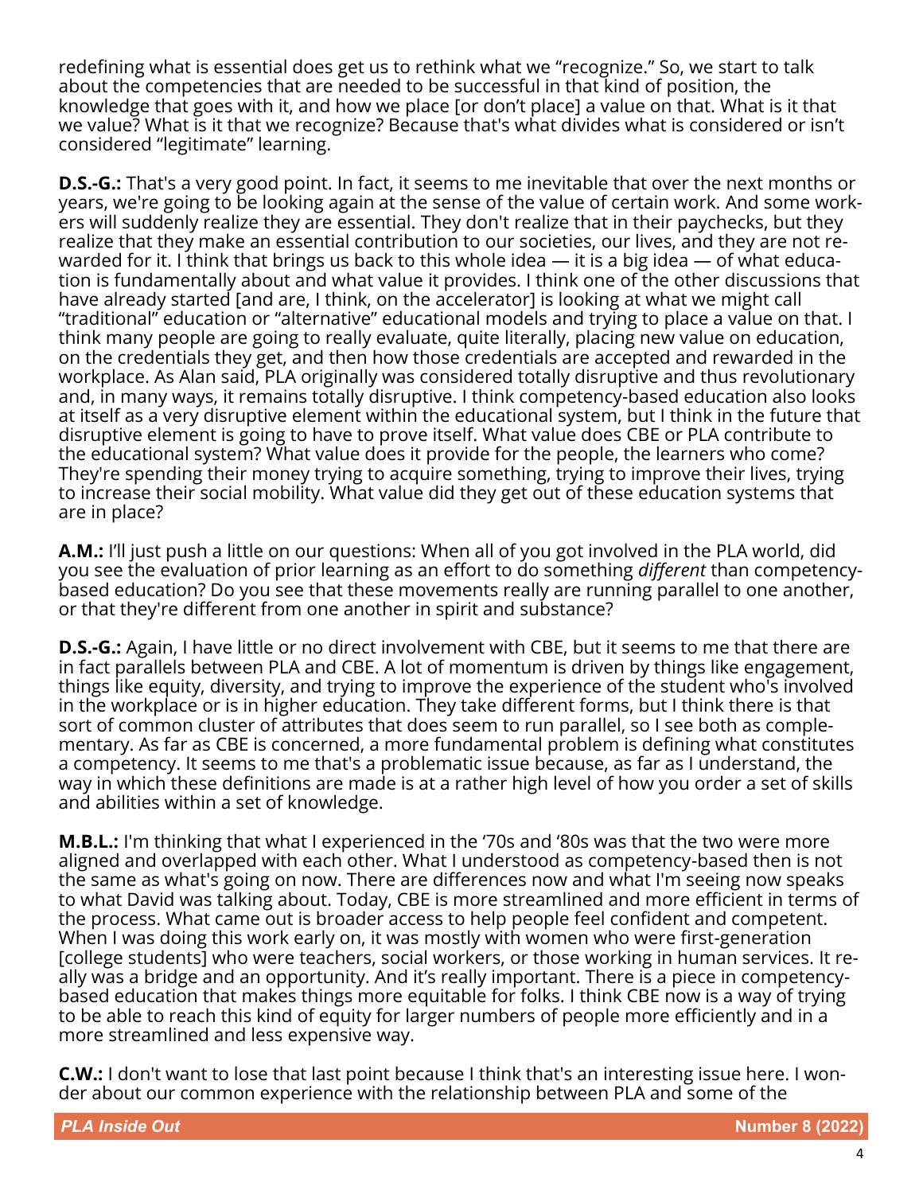redefining what is essential does get us to rethink what we "recognize." So, we start to talk about the competencies that are needed to be successful in that kind of position, the knowledge that goes with it, and how we place [or don't place] a value on that. What is it that we value? What is it that we recognize? Because that's what divides what is considered or isn't considered "legitimate" learning.

**D.S.-G.:** That's a very good point. In fact, it seems to me inevitable that over the next months or years, we're going to be looking again at the sense of the value of certain work. And some workers will suddenly realize they are essential. They don't realize that in their paychecks, but they realize that they make an essential contribution to our societies, our lives, and they are not rewarded for it. I think that brings us back to this whole idea — it is a big idea — of what education is fundamentally about and what value it provides. I think one of the other discussions that have already started [and are, I think, on the accelerator] is looking at what we might call "traditional" education or "alternative" educational models and trying to place a value on that. I think many people are going to really evaluate, quite literally, placing new value on education, on the credentials they get, and then how those credentials are accepted and rewarded in the workplace. As Alan said, PLA originally was considered totally disruptive and thus revolutionary and, in many ways, it remains totally disruptive. I think competency-based education also looks at itself as a very disruptive element within the educational system, but I think in the future that disruptive element is going to have to prove itself. What value does CBE or PLA contribute to the educational system? What value does it provide for the people, the learners who come? They're spending their money trying to acquire something, trying to improve their lives, trying to increase their social mobility. What value did they get out of these education systems that are in place?

**A.M.:** I'll just push a little on our questions: When all of you got involved in the PLA world, did you see the evaluation of prior learning as an effort to do something *different* than competency-based education? Do you see that these movements really are running parallel to one another, or that they're different from one another in spirit and substance?

**D.S.-G.:** Again, I have little or no direct involvement with CBE, but it seems to me that there are in fact parallels between PLA and CBE. A lot of momentum is driven by things like engagement, things like equity, diversity, and trying to improve the experience of the student who's involved in the workplace or is in higher education. They take different forms, but I think there is that sort of common cluster of attributes that does seem to run parallel, so I see both as complementary. As far as CBE is concerned, a more fundamental problem is defining what constitutes a competency. It seems to me that's a problematic issue because, as far as I understand, the way in which these definitions are made is at a rather high level of how you order a set of skills and abilities within a set of knowledge.

**M.B.L.:** I'm thinking that what I experienced in the '70s and '80s was that the two were more aligned and overlapped with each other. What I understood as competency-based then is not the same as what's going on now. There are differences now and what I'm seeing now speaks to what David was talking about. Today, CBE is more streamlined and more efficient in terms of the process. What came out is broader access to help people feel confident and competent. When I was doing this work early on, it was mostly with women who were first-generation [college students] who were teachers, social workers, or those working in human services. It really was a bridge and an opportunity. And it's really important. There is a piece in competency-based education that makes things more equitable for folks. I think CBE now is a way of trying to be able to reach this kind of equity for larger numbers of people more efficiently and in a more streamlined and less expensive way.

**C.W.:** I don't want to lose that last point because I think that's an interesting issue here. I wonder about our common experience with the relationship between PLA and some of the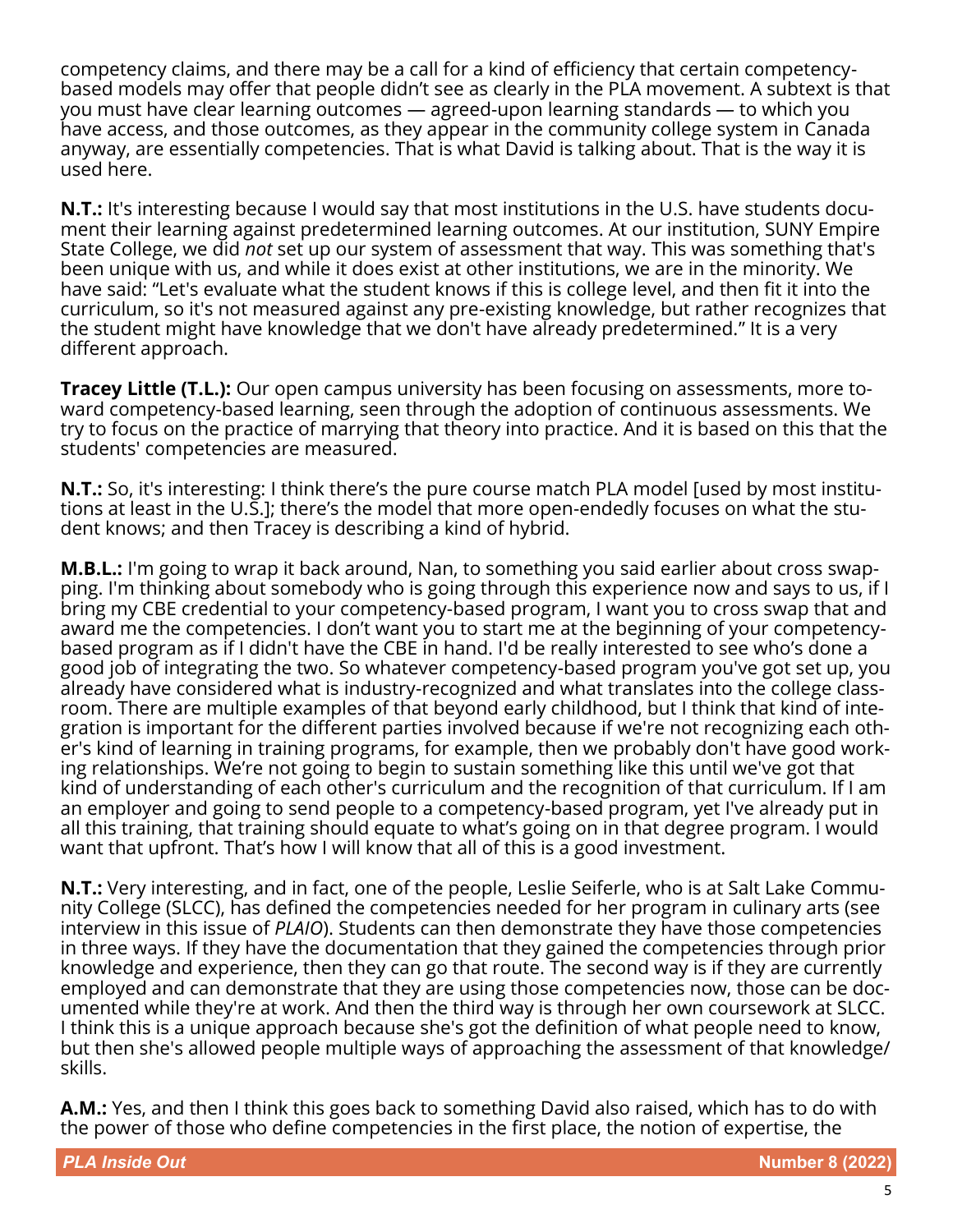competency claims, and there may be a call for a kind of efficiency that certain competency-based models may offer that people didn't see as clearly in the PLA movement. A subtext is that you must have clear learning outcomes — agreed-upon learning standards — to which you have access, and those outcomes, as they appear in the community college system in Canada anyway, are essentially competencies. That is what David is talking about. That is the way it is used here.

**N.T.:** It's interesting because I would say that most institutions in the U.S. have students document their learning against predetermined learning outcomes. At our institution, SUNY Empire State College, we did *not* set up our system of assessment that way. This was something that's been unique with us, and while it does exist at other institutions, we are in the minority. We have said: "Let's evaluate what the student knows if this is college level, and then fit it into the curriculum, so it's not measured against any pre-existing knowledge, but rather recognizes that the student might have knowledge that we don't have already predetermined." It is a very different approach.

**Tracey Little (T.L.):** Our open campus university has been focusing on assessments, more toward competency-based learning, seen through the adoption of continuous assessments. We try to focus on the practice of marrying that theory into practice. And it is based on this that the students' competencies are measured.

**N.T.:** So, it's interesting: I think there's the pure course match PLA model [used by most institutions at least in the U.S.]; there's the model that more open-endedly focuses on what the student knows; and then Tracey is describing a kind of hybrid.

**M.B.L.:** I'm going to wrap it back around, Nan, to something you said earlier about cross swapping. I'm thinking about somebody who is going through this experience now and says to us, if I bring my CBE credential to your competency-based program, I want you to cross swap that and award me the competencies. I don't want you to start me at the beginning of your competency-based program as if I didn't have the CBE in hand. I'd be really interested to see who's done a good job of integrating the two. So whatever competency-based program you've got set up, you already have considered what is industry-recognized and what translates into the college classroom. There are multiple examples of that beyond early childhood, but I think that kind of integration is important for the different parties involved because if we're not recognizing each other's kind of learning in training programs, for example, then we probably don't have good working relationships. We're not going to begin to sustain something like this until we've got that kind of understanding of each other's curriculum and the recognition of that curriculum. If I am an employer and going to send people to a competency-based program, yet I've already put in all this training, that training should equate to what's going on in that degree program. I would want that upfront. That's how I will know that all of this is a good investment.

**N.T.:** Very interesting, and in fact, one of the people, Leslie Seiferle, who is at Salt Lake Community College (SLCC), has defined the competencies needed for her program in culinary arts (see interview in this issue of *PLAIO*). Students can then demonstrate they have those competencies in three ways. If they have the documentation that they gained the competencies through prior knowledge and experience, then they can go that route. The second way is if they are currently employed and can demonstrate that they are using those competencies now, those can be documented while they're at work. And then the third way is through her own coursework at SLCC. I think this is a unique approach because she's got the definition of what people need to know, but then she's allowed people multiple ways of approaching the assessment of that knowledge/skills.

**A.M.:** Yes, and then I think this goes back to something David also raised, which has to do with the power of those who define competencies in the first place, the notion of expertise, the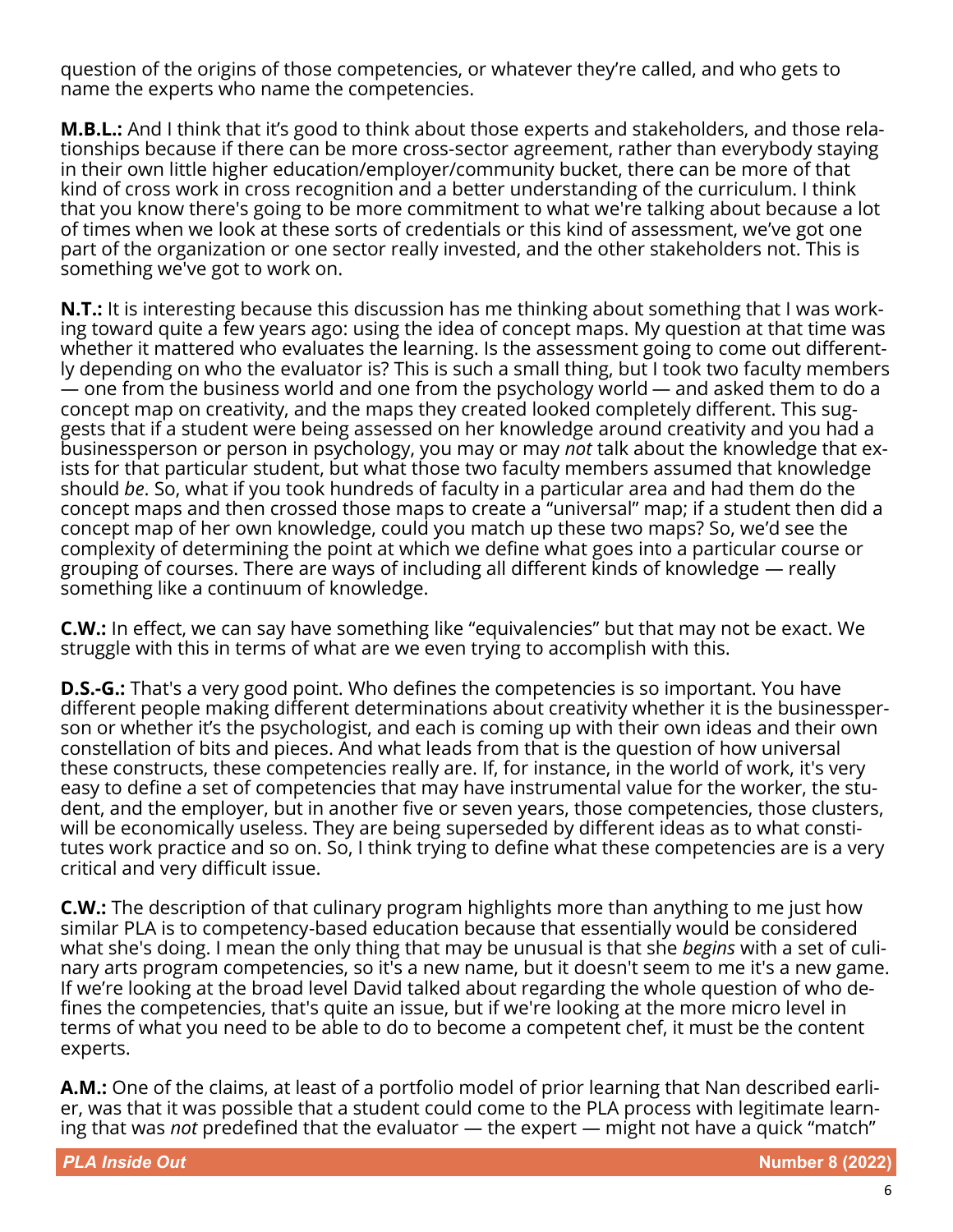question of the origins of those competencies, or whatever they're called, and who gets to name the experts who name the competencies.

**M.B.L.:** And I think that it's good to think about those experts and stakeholders, and those relationships because if there can be more cross-sector agreement, rather than everybody staying in their own little higher education/employer/community bucket, there can be more of that kind of cross work in cross recognition and a better understanding of the curriculum. I think that you know there's going to be more commitment to what we're talking about because a lot of times when we look at these sorts of credentials or this kind of assessment, we've got one part of the organization or one sector really invested, and the other stakeholders not. This is something we've got to work on.

**N.T.:** It is interesting because this discussion has me thinking about something that I was working toward quite a few years ago: using the idea of concept maps. My question at that time was whether it mattered who evaluates the learning. Is the assessment going to come out differently depending on who the evaluator is? This is such a small thing, but I took two faculty members — one from the business world and one from the psychology world — and asked them to do a concept map on creativity, and the maps they created looked completely different. This suggests that if a student were being assessed on her knowledge around creativity and you had a businessperson or person in psychology, you may or may *not* talk about the knowledge that exists for that particular student, but what those two faculty members assumed that knowledge should *be*. So, what if you took hundreds of faculty in a particular area and had them do the concept maps and then crossed those maps to create a "universal" map; if a student then did a concept map of her own knowledge, could you match up these two maps? So, we'd see the complexity of determining the point at which we define what goes into a particular course or grouping of courses. There are ways of including all different kinds of knowledge — really something like a continuum of knowledge.

**C.W.:** In effect, we can say have something like "equivalencies" but that may not be exact. We struggle with this in terms of what are we even trying to accomplish with this.

**D.S.-G.:** That's a very good point. Who defines the competencies is so important. You have different people making different determinations about creativity whether it is the businessperson or whether it's the psychologist, and each is coming up with their own ideas and their own constellation of bits and pieces. And what leads from that is the question of how universal these constructs, these competencies really are. If, for instance, in the world of work, it's very easy to define a set of competencies that may have instrumental value for the worker, the student, and the employer, but in another five or seven years, those competencies, those clusters, will be economically useless. They are being superseded by different ideas as to what constitutes work practice and so on. So, I think trying to define what these competencies are is a very critical and very difficult issue.

**C.W.:** The description of that culinary program highlights more than anything to me just how similar PLA is to competency-based education because that essentially would be considered what she's doing. I mean the only thing that may be unusual is that she *begins* with a set of culinary arts program competencies, so it's a new name, but it doesn't seem to me it's a new game. If we're looking at the broad level David talked about regarding the whole question of who defines the competencies, that's quite an issue, but if we're looking at the more micro level in terms of what you need to be able to do to become a competent chef, it must be the content experts.

**A.M.:** One of the claims, at least of a portfolio model of prior learning that Nan described earlier, was that it was possible that a student could come to the PLA process with legitimate learning that was *not* predefined that the evaluator — the expert — might not have a quick "match"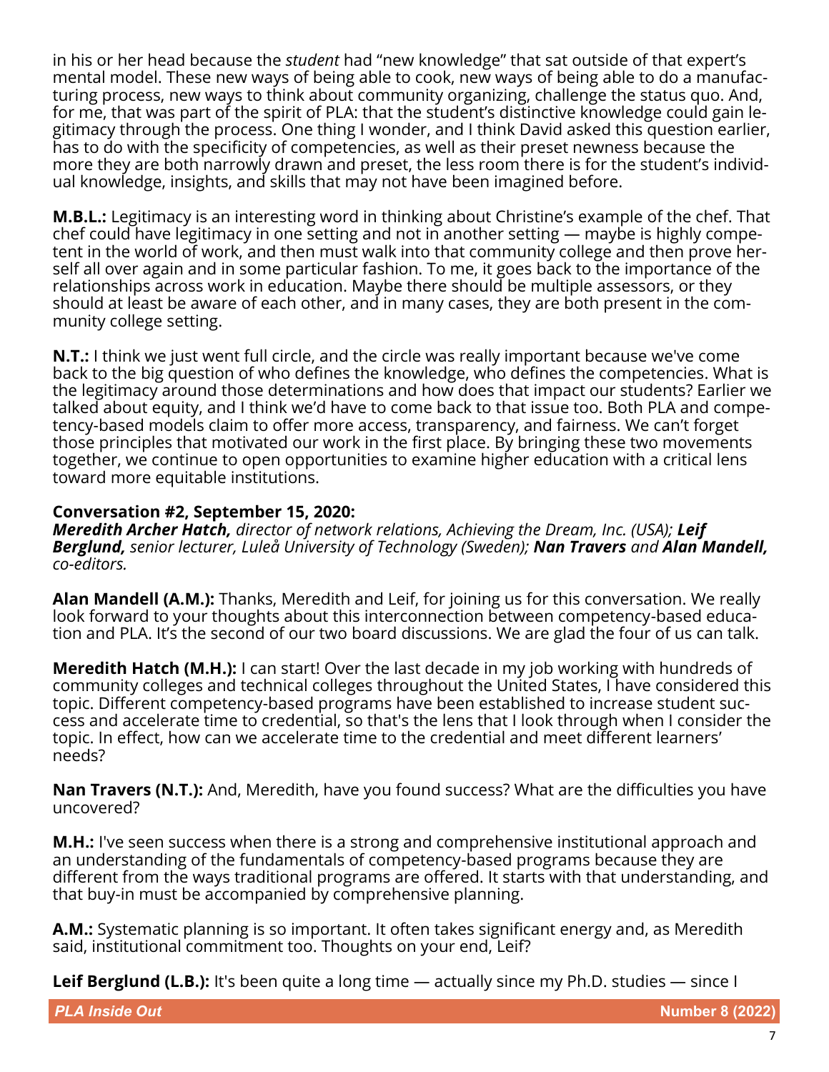in his or her head because the *student* had "new knowledge" that sat outside of that expert's mental model. These new ways of being able to cook, new ways of being able to do a manufacturing process, new ways to think about community organizing, challenge the status quo. And, for me, that was part of the spirit of PLA: that the student's distinctive knowledge could gain legitimacy through the process. One thing I wonder, and I think David asked this question earlier, has to do with the specificity of competencies, as well as their preset newness because the more they are both narrowly drawn and preset, the less room there is for the student's individual knowledge, insights, and skills that may not have been imagined before.

**M.B.L.:** Legitimacy is an interesting word in thinking about Christine's example of the chef. That chef could have legitimacy in one setting and not in another setting — maybe is highly competent in the world of work, and then must walk into that community college and then prove herself all over again and in some particular fashion. To me, it goes back to the importance of the relationships across work in education. Maybe there should be multiple assessors, or they should at least be aware of each other, and in many cases, they are both present in the community college setting.

**N.T.:** I think we just went full circle, and the circle was really important because we've come back to the big question of who defines the knowledge, who defines the competencies. What is the legitimacy around those determinations and how does that impact our students? Earlier we talked about equity, and I think we'd have to come back to that issue too. Both PLA and competency-based models claim to offer more access, transparency, and fairness. We can't forget those principles that motivated our work in the first place. By bringing these two movements together, we continue to open opportunities to examine higher education with a critical lens toward more equitable institutions.

**Conversation #2, September 15, 2020:**
***Meredith Archer Hatch,*** *director of network relations, Achieving the Dream, Inc. (USA);* ***Leif Berglund,*** *senior lecturer, Luleå University of Technology (Sweden);* ***Nan Travers*** *and* ***Alan Mandell,*** *co-editors.*

**Alan Mandell (A.M.):** Thanks, Meredith and Leif, for joining us for this conversation. We really look forward to your thoughts about this interconnection between competency-based education and PLA. It's the second of our two board discussions. We are glad the four of us can talk.

**Meredith Hatch (M.H.):** I can start! Over the last decade in my job working with hundreds of community colleges and technical colleges throughout the United States, I have considered this topic. Different competency-based programs have been established to increase student success and accelerate time to credential, so that's the lens that I look through when I consider the topic. In effect, how can we accelerate time to the credential and meet different learners' needs?

**Nan Travers (N.T.):** And, Meredith, have you found success? What are the difficulties you have uncovered?

**M.H.:** I've seen success when there is a strong and comprehensive institutional approach and an understanding of the fundamentals of competency-based programs because they are different from the ways traditional programs are offered. It starts with that understanding, and that buy-in must be accompanied by comprehensive planning.

**A.M.:** Systematic planning is so important. It often takes significant energy and, as Meredith said, institutional commitment too. Thoughts on your end, Leif?

**Leif Berglund (L.B.):** It's been quite a long time — actually since my Ph.D. studies — since I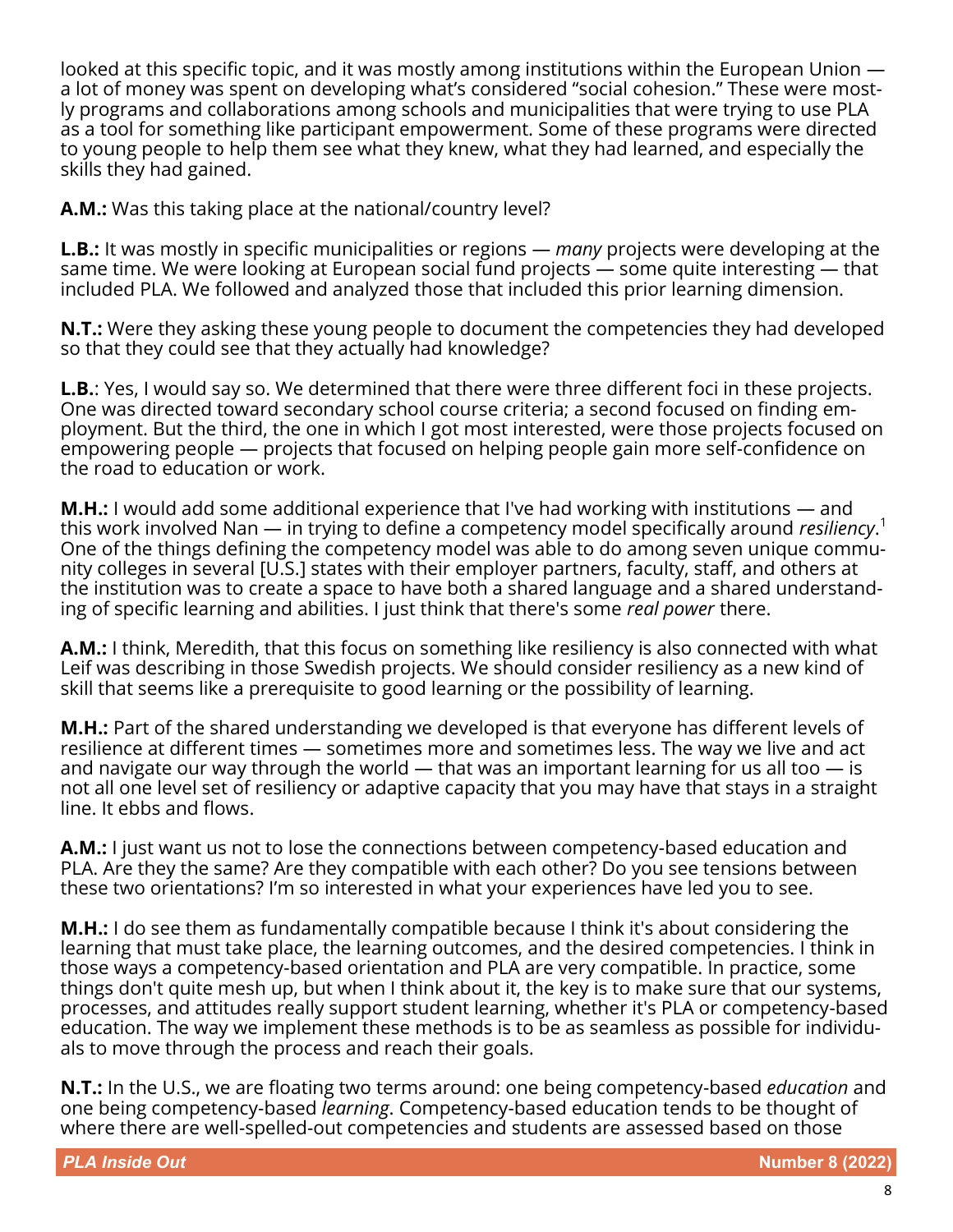looked at this specific topic, and it was mostly among institutions within the European Union — a lot of money was spent on developing what's considered "social cohesion." These were mostly programs and collaborations among schools and municipalities that were trying to use PLA as a tool for something like participant empowerment. Some of these programs were directed to young people to help them see what they knew, what they had learned, and especially the skills they had gained.

**A.M.:** Was this taking place at the national/country level?

**L.B.:** It was mostly in specific municipalities or regions — *many* projects were developing at the same time. We were looking at European social fund projects — some quite interesting — that included PLA. We followed and analyzed those that included this prior learning dimension.

**N.T.:** Were they asking these young people to document the competencies they had developed so that they could see that they actually had knowledge?

**L.B.**: Yes, I would say so. We determined that there were three different foci in these projects. One was directed toward secondary school course criteria; a second focused on finding employment. But the third, the one in which I got most interested, were those projects focused on empowering people — projects that focused on helping people gain more self-confidence on the road to education or work.

**M.H.:** I would add some additional experience that I've had working with institutions — and this work involved Nan — in trying to define a competency model specifically around *resiliency*.[1] One of the things defining the competency model was able to do among seven unique community colleges in several [U.S.] states with their employer partners, faculty, staff, and others at the institution was to create a space to have both a shared language and a shared understanding of specific learning and abilities. I just think that there's some *real power* there.

**A.M.:** I think, Meredith, that this focus on something like resiliency is also connected with what Leif was describing in those Swedish projects. We should consider resiliency as a new kind of skill that seems like a prerequisite to good learning or the possibility of learning.

**M.H.:** Part of the shared understanding we developed is that everyone has different levels of resilience at different times — sometimes more and sometimes less. The way we live and act and navigate our way through the world — that was an important learning for us all too — is not all one level set of resiliency or adaptive capacity that you may have that stays in a straight line. It ebbs and flows.

**A.M.:** I just want us not to lose the connections between competency-based education and PLA. Are they the same? Are they compatible with each other? Do you see tensions between these two orientations? I'm so interested in what your experiences have led you to see.

**M.H.:** I do see them as fundamentally compatible because I think it's about considering the learning that must take place, the learning outcomes, and the desired competencies. I think in those ways a competency-based orientation and PLA are very compatible. In practice, some things don't quite mesh up, but when I think about it, the key is to make sure that our systems, processes, and attitudes really support student learning, whether it's PLA or competency-based education. The way we implement these methods is to be as seamless as possible for individuals to move through the process and reach their goals.

**N.T.:** In the U.S., we are floating two terms around: one being competency-based *education* and one being competency-based *learning*. Competency-based education tends to be thought of where there are well-spelled-out competencies and students are assessed based on those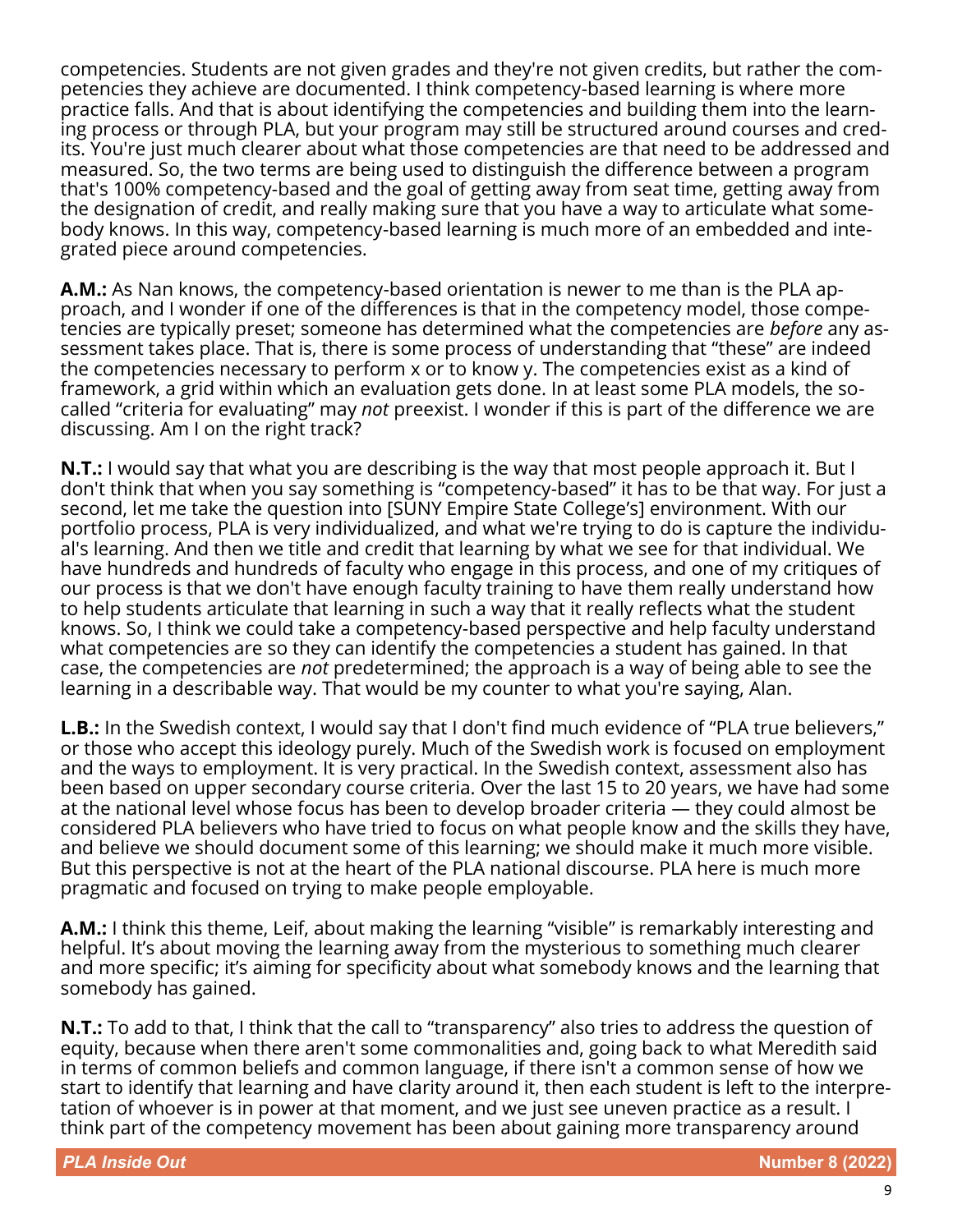competencies. Students are not given grades and they're not given credits, but rather the competencies they achieve are documented. I think competency-based learning is where more practice falls. And that is about identifying the competencies and building them into the learning process or through PLA, but your program may still be structured around courses and credits. You're just much clearer about what those competencies are that need to be addressed and measured. So, the two terms are being used to distinguish the difference between a program that's 100% competency-based and the goal of getting away from seat time, getting away from the designation of credit, and really making sure that you have a way to articulate what somebody knows. In this way, competency-based learning is much more of an embedded and integrated piece around competencies.

**A.M.:** As Nan knows, the competency-based orientation is newer to me than is the PLA approach, and I wonder if one of the differences is that in the competency model, those competencies are typically preset; someone has determined what the competencies are *before* any assessment takes place. That is, there is some process of understanding that "these" are indeed the competencies necessary to perform x or to know y. The competencies exist as a kind of framework, a grid within which an evaluation gets done. In at least some PLA models, the so-called "criteria for evaluating" may *not* preexist. I wonder if this is part of the difference we are discussing. Am I on the right track?

**N.T.:** I would say that what you are describing is the way that most people approach it. But I don't think that when you say something is "competency-based" it has to be that way. For just a second, let me take the question into [SUNY Empire State College's] environment. With our portfolio process, PLA is very individualized, and what we're trying to do is capture the individual's learning. And then we title and credit that learning by what we see for that individual. We have hundreds and hundreds of faculty who engage in this process, and one of my critiques of our process is that we don't have enough faculty training to have them really understand how to help students articulate that learning in such a way that it really reflects what the student knows. So, I think we could take a competency-based perspective and help faculty understand what competencies are so they can identify the competencies a student has gained. In that case, the competencies are *not* predetermined; the approach is a way of being able to see the learning in a describable way. That would be my counter to what you're saying, Alan.

**L.B.:** In the Swedish context, I would say that I don't find much evidence of "PLA true believers," or those who accept this ideology purely. Much of the Swedish work is focused on employment and the ways to employment. It is very practical. In the Swedish context, assessment also has been based on upper secondary course criteria. Over the last 15 to 20 years, we have had some at the national level whose focus has been to develop broader criteria — they could almost be considered PLA believers who have tried to focus on what people know and the skills they have, and believe we should document some of this learning; we should make it much more visible. But this perspective is not at the heart of the PLA national discourse. PLA here is much more pragmatic and focused on trying to make people employable.

**A.M.:** I think this theme, Leif, about making the learning "visible" is remarkably interesting and helpful. It's about moving the learning away from the mysterious to something much clearer and more specific; it's aiming for specificity about what somebody knows and the learning that somebody has gained.

**N.T.:** To add to that, I think that the call to "transparency" also tries to address the question of equity, because when there aren't some commonalities and, going back to what Meredith said in terms of common beliefs and common language, if there isn't a common sense of how we start to identify that learning and have clarity around it, then each student is left to the interpretation of whoever is in power at that moment, and we just see uneven practice as a result. I think part of the competency movement has been about gaining more transparency around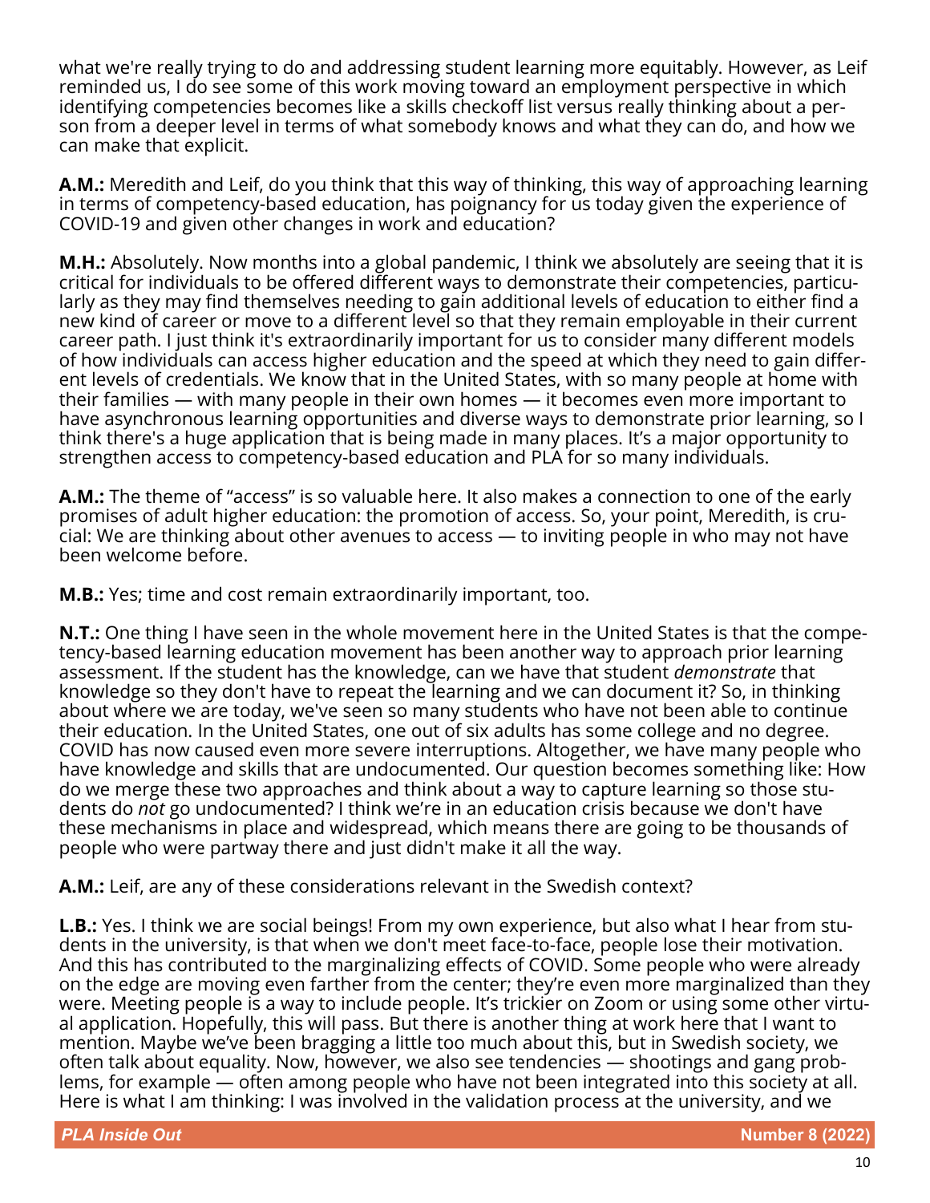what we're really trying to do and addressing student learning more equitably. However, as Leif reminded us, I do see some of this work moving toward an employment perspective in which identifying competencies becomes like a skills checkoff list versus really thinking about a person from a deeper level in terms of what somebody knows and what they can do, and how we can make that explicit.

**A.M.:** Meredith and Leif, do you think that this way of thinking, this way of approaching learning in terms of competency-based education, has poignancy for us today given the experience of COVID-19 and given other changes in work and education?

**M.H.:** Absolutely. Now months into a global pandemic, I think we absolutely are seeing that it is critical for individuals to be offered different ways to demonstrate their competencies, particularly as they may find themselves needing to gain additional levels of education to either find a new kind of career or move to a different level so that they remain employable in their current career path. I just think it's extraordinarily important for us to consider many different models of how individuals can access higher education and the speed at which they need to gain different levels of credentials. We know that in the United States, with so many people at home with their families — with many people in their own homes — it becomes even more important to have asynchronous learning opportunities and diverse ways to demonstrate prior learning, so I think there's a huge application that is being made in many places. It's a major opportunity to strengthen access to competency-based education and PLA for so many individuals.

**A.M.:** The theme of "access" is so valuable here. It also makes a connection to one of the early promises of adult higher education: the promotion of access. So, your point, Meredith, is crucial: We are thinking about other avenues to access — to inviting people in who may not have been welcome before.

**M.B.:** Yes; time and cost remain extraordinarily important, too.

**N.T.:** One thing I have seen in the whole movement here in the United States is that the competency-based learning education movement has been another way to approach prior learning assessment. If the student has the knowledge, can we have that student *demonstrate* that knowledge so they don't have to repeat the learning and we can document it? So, in thinking about where we are today, we've seen so many students who have not been able to continue their education. In the United States, one out of six adults has some college and no degree. COVID has now caused even more severe interruptions. Altogether, we have many people who have knowledge and skills that are undocumented. Our question becomes something like: How do we merge these two approaches and think about a way to capture learning so those students do *not* go undocumented? I think we're in an education crisis because we don't have these mechanisms in place and widespread, which means there are going to be thousands of people who were partway there and just didn't make it all the way.

**A.M.:** Leif, are any of these considerations relevant in the Swedish context?

**L.B.:** Yes. I think we are social beings! From my own experience, but also what I hear from students in the university, is that when we don't meet face-to-face, people lose their motivation. And this has contributed to the marginalizing effects of COVID. Some people who were already on the edge are moving even farther from the center; they're even more marginalized than they were. Meeting people is a way to include people. It's trickier on Zoom or using some other virtual application. Hopefully, this will pass. But there is another thing at work here that I want to mention. Maybe we've been bragging a little too much about this, but in Swedish society, we often talk about equality. Now, however, we also see tendencies — shootings and gang problems, for example — often among people who have not been integrated into this society at all. Here is what I am thinking: I was involved in the validation process at the university, and we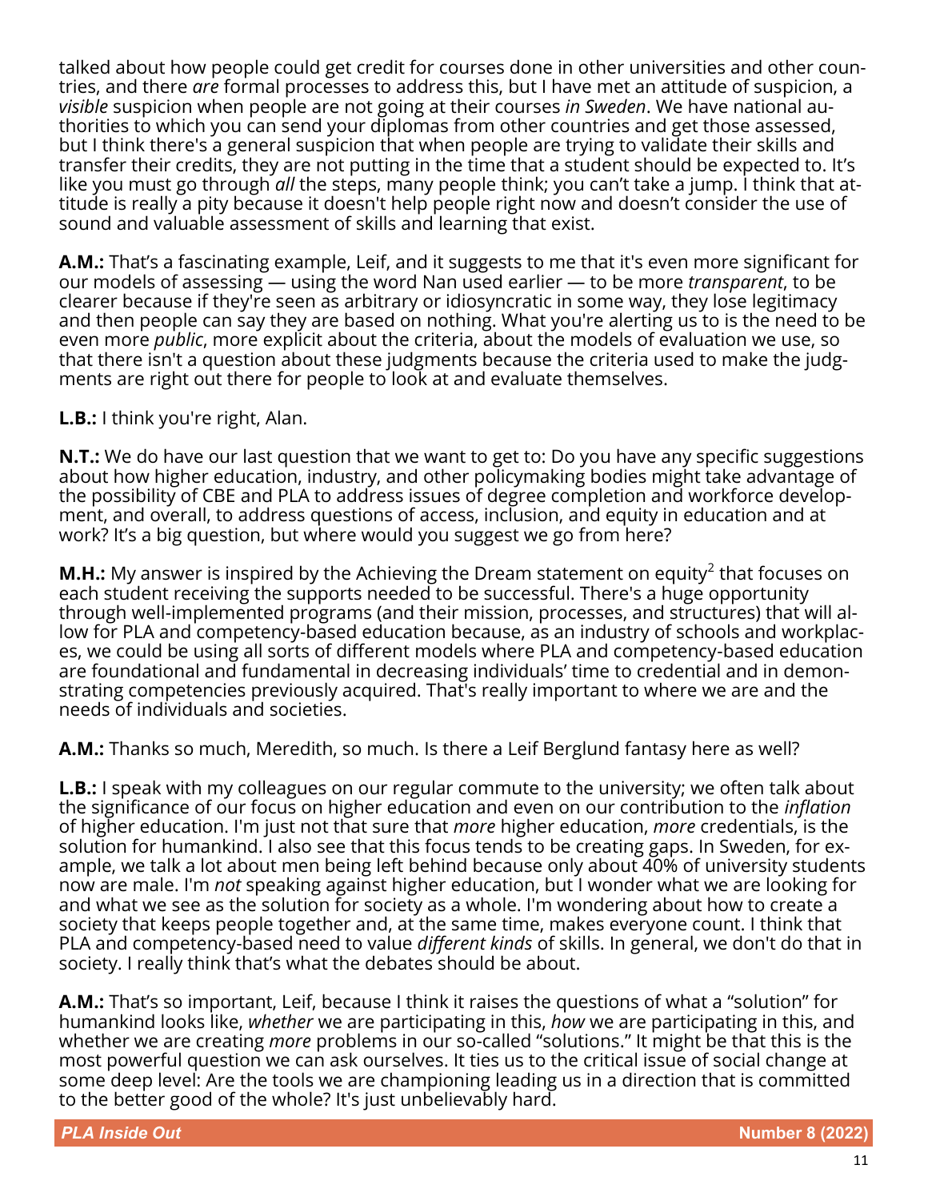talked about how people could get credit for courses done in other universities and other countries, and there *are* formal processes to address this, but I have met an attitude of suspicion, a *visible* suspicion when people are not going at their courses *in Sweden*. We have national authorities to which you can send your diplomas from other countries and get those assessed, but I think there's a general suspicion that when people are trying to validate their skills and transfer their credits, they are not putting in the time that a student should be expected to. It's like you must go through *all* the steps, many people think; you can't take a jump. I think that attitude is really a pity because it doesn't help people right now and doesn't consider the use of sound and valuable assessment of skills and learning that exist.

**A.M.:** That's a fascinating example, Leif, and it suggests to me that it's even more significant for our models of assessing — using the word Nan used earlier — to be more *transparent*, to be clearer because if they're seen as arbitrary or idiosyncratic in some way, they lose legitimacy and then people can say they are based on nothing. What you're alerting us to is the need to be even more *public*, more explicit about the criteria, about the models of evaluation we use, so that there isn't a question about these judgments because the criteria used to make the judgments are right out there for people to look at and evaluate themselves.

**L.B.:** I think you're right, Alan.

**N.T.:** We do have our last question that we want to get to: Do you have any specific suggestions about how higher education, industry, and other policymaking bodies might take advantage of the possibility of CBE and PLA to address issues of degree completion and workforce development, and overall, to address questions of access, inclusion, and equity in education and at work? It's a big question, but where would you suggest we go from here?

**M.H.:** My answer is inspired by the Achieving the Dream statement on equity[2] that focuses on each student receiving the supports needed to be successful. There's a huge opportunity through well-implemented programs (and their mission, processes, and structures) that will allow for PLA and competency-based education because, as an industry of schools and workplaces, we could be using all sorts of different models where PLA and competency-based education are foundational and fundamental in decreasing individuals' time to credential and in demonstrating competencies previously acquired. That's really important to where we are and the needs of individuals and societies.

**A.M.:** Thanks so much, Meredith, so much. Is there a Leif Berglund fantasy here as well?

**L.B.:** I speak with my colleagues on our regular commute to the university; we often talk about the significance of our focus on higher education and even on our contribution to the *inflation* of higher education. I'm just not that sure that *more* higher education, *more* credentials, is the solution for humankind. I also see that this focus tends to be creating gaps. In Sweden, for example, we talk a lot about men being left behind because only about 40% of university students now are male. I'm *not* speaking against higher education, but I wonder what we are looking for and what we see as the solution for society as a whole. I'm wondering about how to create a society that keeps people together and, at the same time, makes everyone count. I think that PLA and competency-based need to value *different kinds* of skills. In general, we don't do that in society. I really think that's what the debates should be about.

**A.M.:** That's so important, Leif, because I think it raises the questions of what a "solution" for humankind looks like, *whether* we are participating in this, *how* we are participating in this, and whether we are creating *more* problems in our so-called "solutions." It might be that this is the most powerful question we can ask ourselves. It ties us to the critical issue of social change at some deep level: Are the tools we are championing leading us in a direction that is committed to the better good of the whole? It's just unbelievably hard.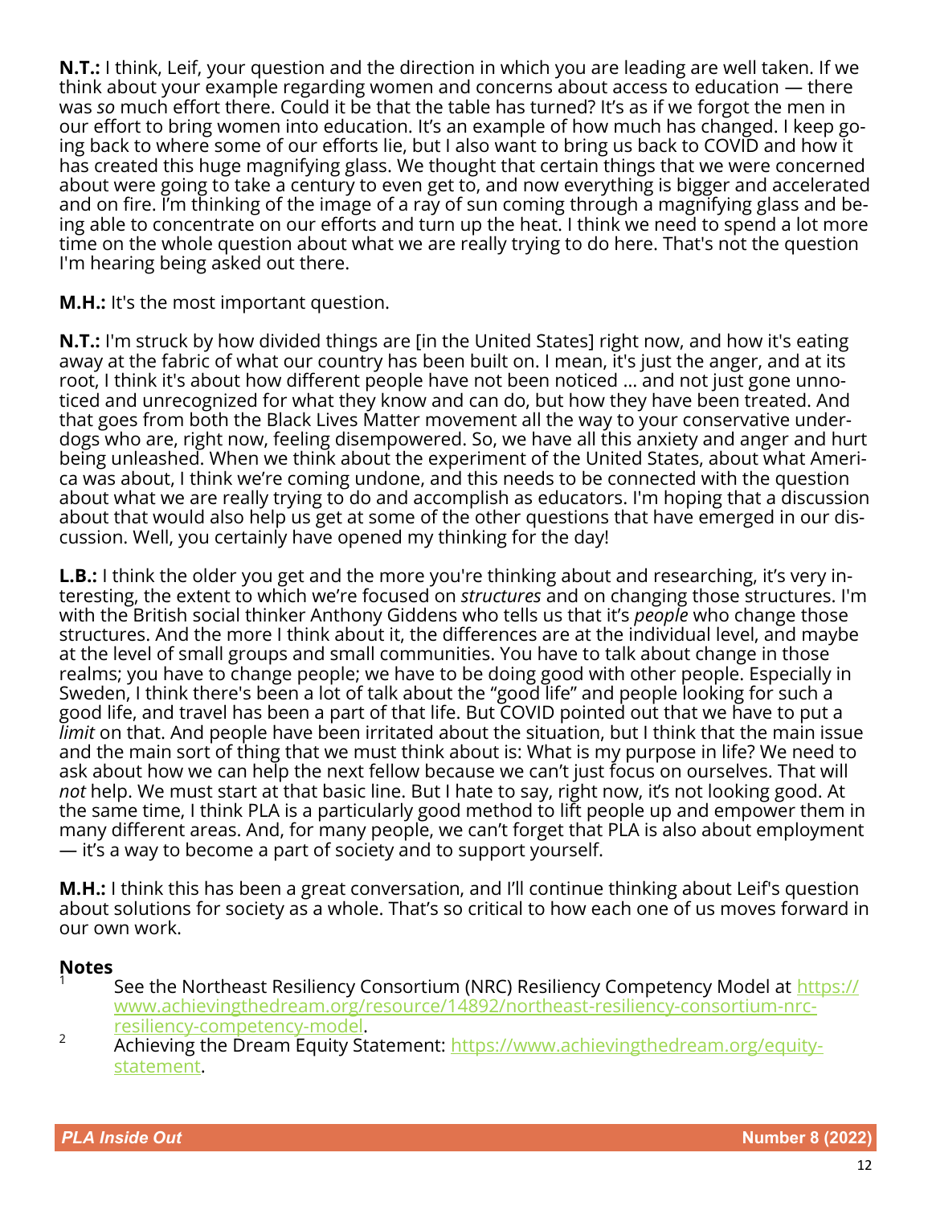**N.T.:** I think, Leif, your question and the direction in which you are leading are well taken. If we think about your example regarding women and concerns about access to education — there was *so* much effort there. Could it be that the table has turned? It's as if we forgot the men in our effort to bring women into education. It's an example of how much has changed. I keep going back to where some of our efforts lie, but I also want to bring us back to COVID and how it has created this huge magnifying glass. We thought that certain things that we were concerned about were going to take a century to even get to, and now everything is bigger and accelerated and on fire. I'm thinking of the image of a ray of sun coming through a magnifying glass and being able to concentrate on our efforts and turn up the heat. I think we need to spend a lot more time on the whole question about what we are really trying to do here. That's not the question I'm hearing being asked out there.

**M.H.:** It's the most important question.

**N.T.:** I'm struck by how divided things are [in the United States] right now, and how it's eating away at the fabric of what our country has been built on. I mean, it's just the anger, and at its root, I think it's about how different people have not been noticed ... and not just gone unnoticed and unrecognized for what they know and can do, but how they have been treated. And that goes from both the Black Lives Matter movement all the way to your conservative underdogs who are, right now, feeling disempowered. So, we have all this anxiety and anger and hurt being unleashed. When we think about the experiment of the United States, about what America was about, I think we're coming undone, and this needs to be connected with the question about what we are really trying to do and accomplish as educators. I'm hoping that a discussion about that would also help us get at some of the other questions that have emerged in our discussion. Well, you certainly have opened my thinking for the day!

**L.B.:** I think the older you get and the more you're thinking about and researching, it's very interesting, the extent to which we're focused on *structures* and on changing those structures. I'm with the British social thinker Anthony Giddens who tells us that it's *people* who change those structures. And the more I think about it, the differences are at the individual level, and maybe at the level of small groups and small communities. You have to talk about change in those realms; you have to change people; we have to be doing good with other people. Especially in Sweden, I think there's been a lot of talk about the "good life" and people looking for such a good life, and travel has been a part of that life. But COVID pointed out that we have to put a *limit* on that. And people have been irritated about the situation, but I think that the main issue and the main sort of thing that we must think about is: What is my purpose in life? We need to ask about how we can help the next fellow because we can't just focus on ourselves. That will *not* help. We must start at that basic line. But I hate to say, right now, it's not looking good. At the same time, I think PLA is a particularly good method to lift people up and empower them in many different areas. And, for many people, we can't forget that PLA is also about employment — it's a way to become a part of society and to support yourself.

**M.H.:** I think this has been a great conversation, and I'll continue thinking about Leif's question about solutions for society as a whole. That's so critical to how each one of us moves forward in our own work.

## Notes

1. See the Northeast Resiliency Consortium (NRC) Resiliency Competency Model at https://www.achievingthedream.org/resource/14892/northeast-resiliency-consortium-nrc-resiliency-competency-model.
2. Achieving the Dream Equity Statement: https://www.achievingthedream.org/equity-statement.